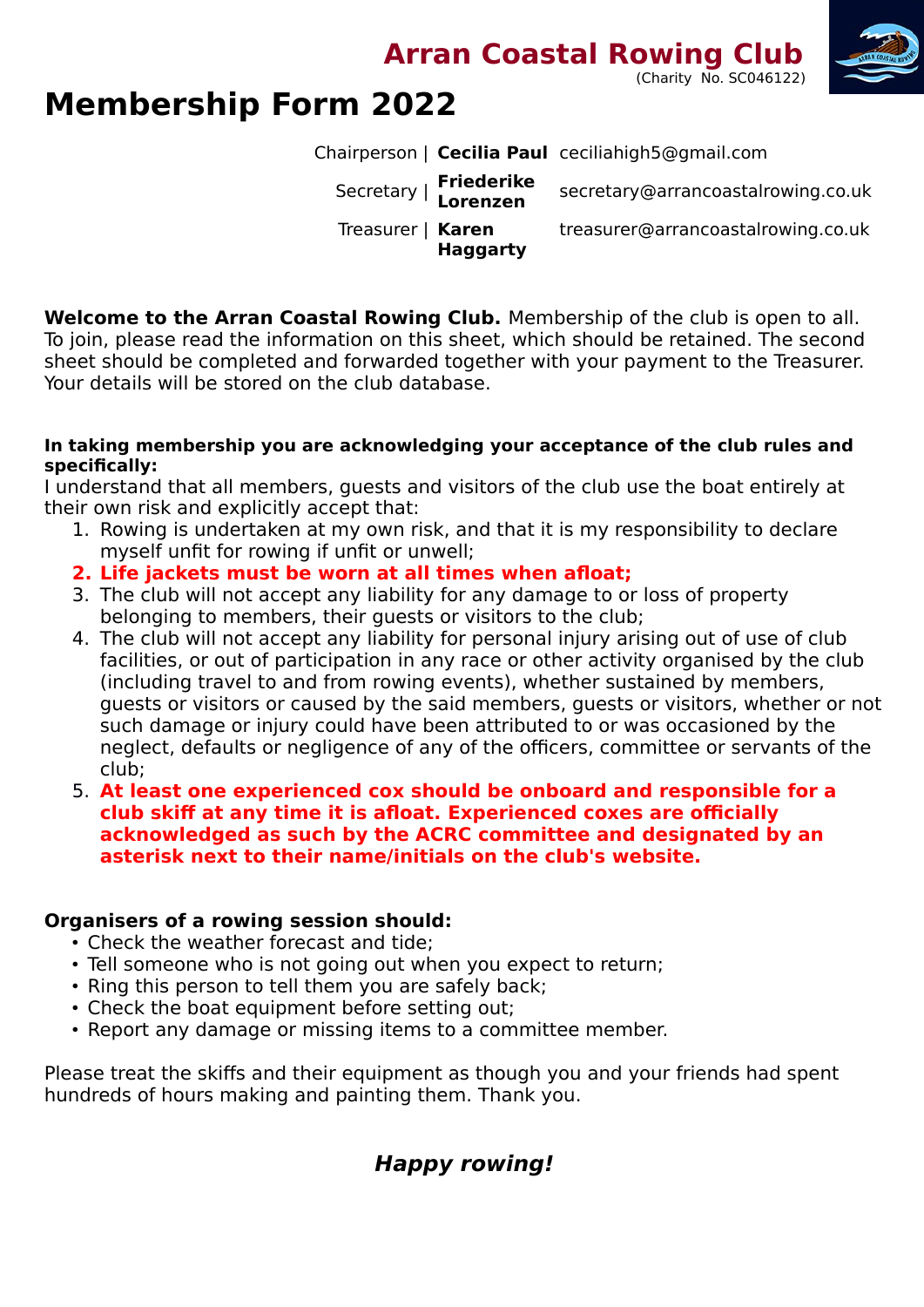## Arran Coastal Rowing Club

(Charity No. SC046122)

# Membership Form 2022

| | | |
|---|---|---|
| Chairperson | **Cecilia Paul** | ceciliahigh5@gmail.com |
| Secretary | **Friederike Lorenzen** | secretary@arrancoastalrowing.co.uk |
| Treasurer | **Karen Haggarty** | treasurer@arrancoastalrowing.co.uk |

**Welcome to the Arran Coastal Rowing Club.** Membership of the club is open to all. To join, please read the information on this sheet, which should be retained. The second sheet should be completed and forwarded together with your payment to the Treasurer. Your details will be stored on the club database.

**In taking membership you are acknowledging your acceptance of the club rules and specifically:**

I understand that all members, guests and visitors of the club use the boat entirely at their own risk and explicitly accept that:

1. Rowing is undertaken at my own risk, and that it is my responsibility to declare myself unfit for rowing if unfit or unwell;
2. **Life jackets must be worn at all times when afloat;**
3. The club will not accept any liability for any damage to or loss of property belonging to members, their guests or visitors to the club;
4. The club will not accept any liability for personal injury arising out of use of club facilities, or out of participation in any race or other activity organised by the club (including travel to and from rowing events), whether sustained by members, guests or visitors or caused by the said members, guests or visitors, whether or not such damage or injury could have been attributed to or was occasioned by the neglect, defaults or negligence of any of the officers, committee or servants of the club;
5. **At least one experienced cox should be onboard and responsible for a club skiff at any time it is afloat. Experienced coxes are officially acknowledged as such by the ACRC committee and designated by an asterisk next to their name/initials on the club's website.**

**Organisers of a rowing session should:**

- Check the weather forecast and tide;
- Tell someone who is not going out when you expect to return;
- Ring this person to tell them you are safely back;
- Check the boat equipment before setting out;
- Report any damage or missing items to a committee member.

Please treat the skiffs and their equipment as though you and your friends had spent hundreds of hours making and painting them. Thank you.

***Happy rowing!***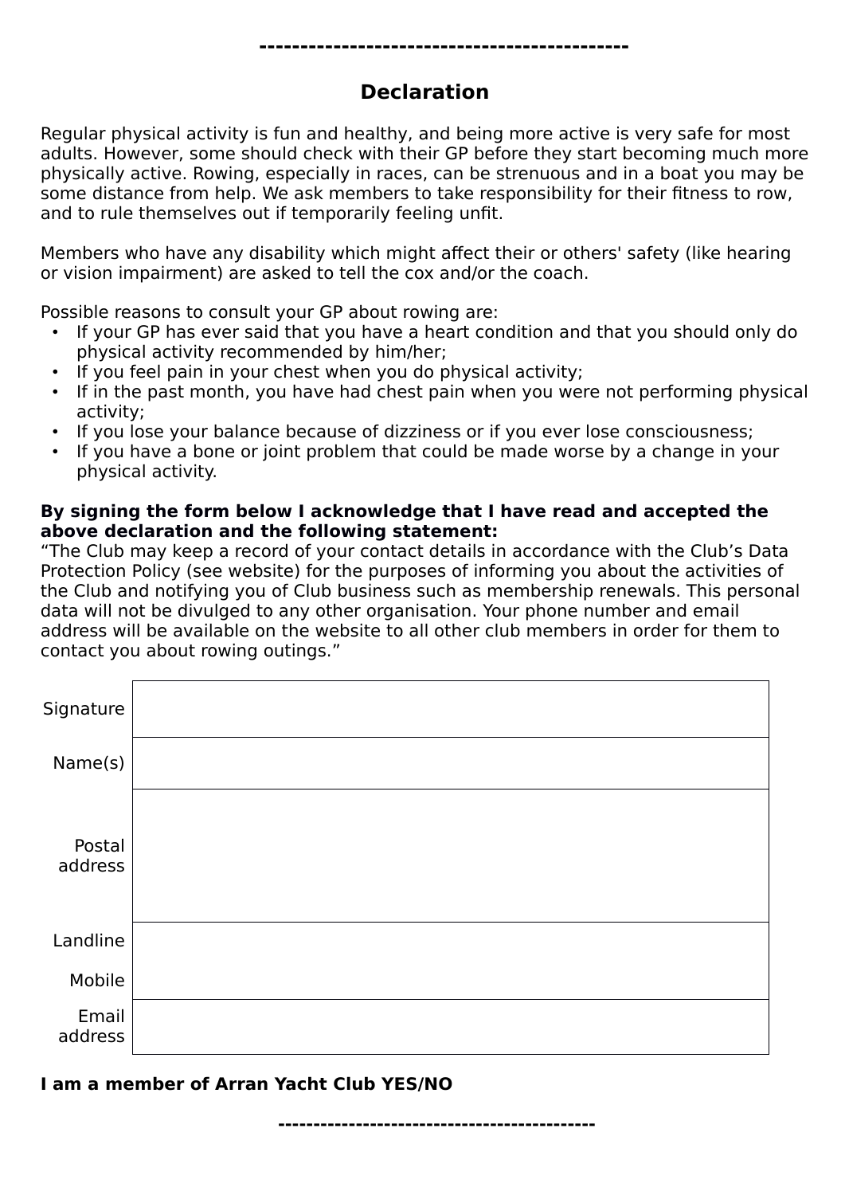**-----------------------------------------------**

## Declaration

Regular physical activity is fun and healthy, and being more active is very safe for most adults. However, some should check with their GP before they start becoming much more physically active. Rowing, especially in races, can be strenuous and in a boat you may be some distance from help. We ask members to take responsibility for their fitness to row, and to rule themselves out if temporarily feeling unfit.

Members who have any disability which might affect their or others' safety (like hearing or vision impairment) are asked to tell the cox and/or the coach.

Possible reasons to consult your GP about rowing are:

- If your GP has ever said that you have a heart condition and that you should only do physical activity recommended by him/her;
- If you feel pain in your chest when you do physical activity;
- If in the past month, you have had chest pain when you were not performing physical activity;
- If you lose your balance because of dizziness or if you ever lose consciousness;
- If you have a bone or joint problem that could be made worse by a change in your physical activity.

**By signing the form below I acknowledge that I have read and accepted the above declaration and the following statement:**
"The Club may keep a record of your contact details in accordance with the Club's Data Protection Policy (see website) for the purposes of informing you about the activities of the Club and notifying you of Club business such as membership renewals. This personal data will not be divulged to any other organisation. Your phone number and email address will be available on the website to all other club members in order for them to contact you about rowing outings."

| | |
|---|---|
| Signature | |
| Name(s) | |
| Postal address | |
| Landline<br>Mobile | |
| Email address | |

**I am a member of Arran Yacht Club YES/NO**

**-----------------------------------------------**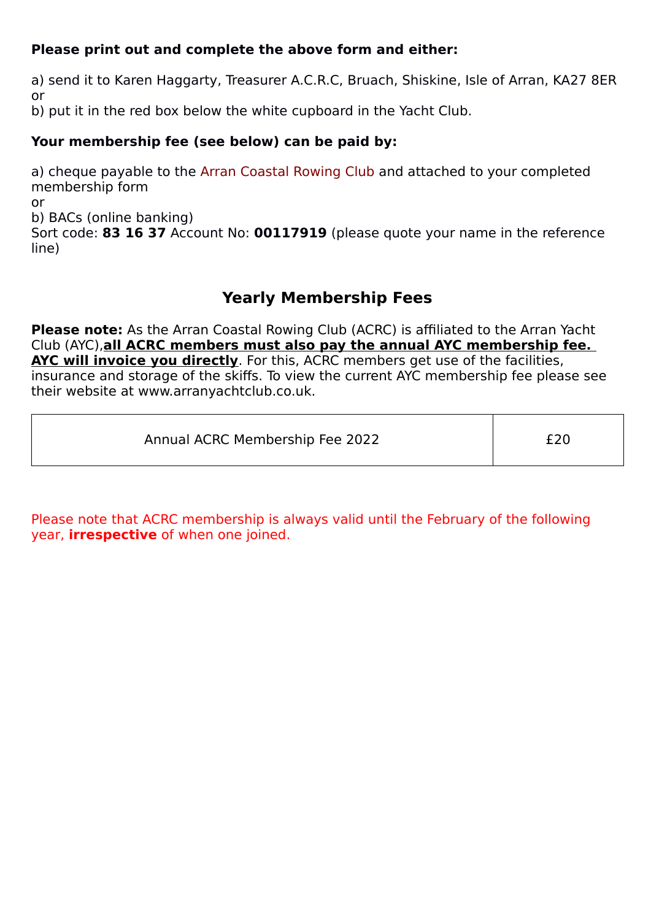**Please print out and complete the above form and either:**

a) send it to Karen Haggarty, Treasurer A.C.R.C, Bruach, Shiskine, Isle of Arran, KA27 8ER
or
b) put it in the red box below the white cupboard in the Yacht Club.

**Your membership fee (see below) can be paid by:**

a) cheque payable to the Arran Coastal Rowing Club and attached to your completed membership form
or
b) BACs (online banking)
Sort code: **83 16 37** Account No: **00117919** (please quote your name in the reference line)

## Yearly Membership Fees

**Please note:** As the Arran Coastal Rowing Club (ACRC) is affiliated to the Arran Yacht Club (AYC),**all ACRC members must also pay the annual AYC membership fee. AYC will invoice you directly**. For this, ACRC members get use of the facilities, insurance and storage of the skiffs. To view the current AYC membership fee please see their website at www.arranyachtclub.co.uk.

| | |
|---|---|
| Annual ACRC Membership Fee 2022 | £20 |

Please note that ACRC membership is always valid until the February of the following year, **irrespective** of when one joined.